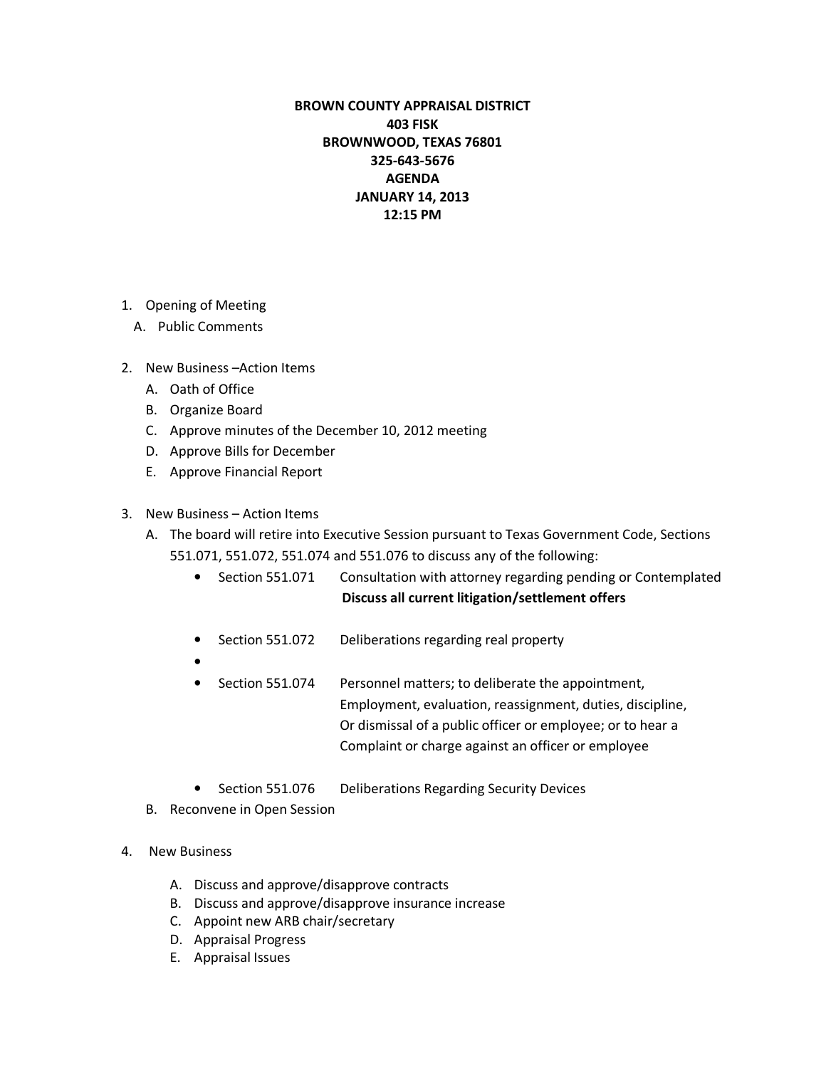**BROWN COUNTY APPRAISAL DISTRICT**
**403 FISK**
**BROWNWOOD, TEXAS 76801**
**325-643-5676**
**AGENDA**
**JANUARY 14, 2013**
**12:15 PM**

1. Opening of Meeting
   A. Public Comments

2. New Business –Action Items
   A. Oath of Office
   B. Organize Board
   C. Approve minutes of the December 10, 2012 meeting
   D. Approve Bills for December
   E. Approve Financial Report

3. New Business – Action Items
   A. The board will retire into Executive Session pursuant to Texas Government Code, Sections 551.071, 551.072, 551.074 and 551.076 to discuss any of the following:
      - Section 551.071 Consultation with attorney regarding pending or Contemplated
        **Discuss all current litigation/settlement offers**
      - Section 551.072 Deliberations regarding real property
      -
      - Section 551.074 Personnel matters; to deliberate the appointment, Employment, evaluation, reassignment, duties, discipline, Or dismissal of a public officer or employee; or to hear a Complaint or charge against an officer or employee
      - Section 551.076 Deliberations Regarding Security Devices

   B. Reconvene in Open Session

4. New Business
   A. Discuss and approve/disapprove contracts
   B. Discuss and approve/disapprove insurance increase
   C. Appoint new ARB chair/secretary
   D. Appraisal Progress
   E. Appraisal Issues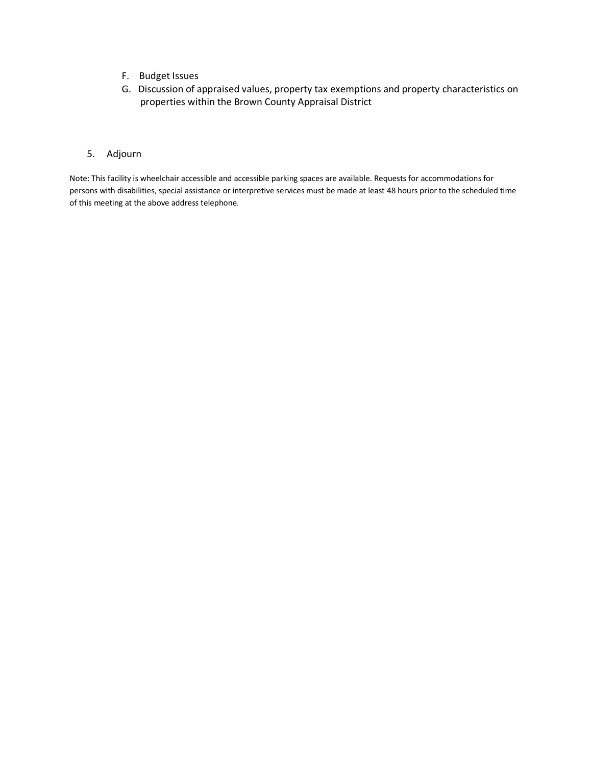F. Budget Issues
G. Discussion of appraised values, property tax exemptions and property characteristics on properties within the Brown County Appraisal District

5. Adjourn

Note: This facility is wheelchair accessible and accessible parking spaces are available. Requests for accommodations for persons with disabilities, special assistance or interpretive services must be made at least 48 hours prior to the scheduled time of this meeting at the above address telephone.